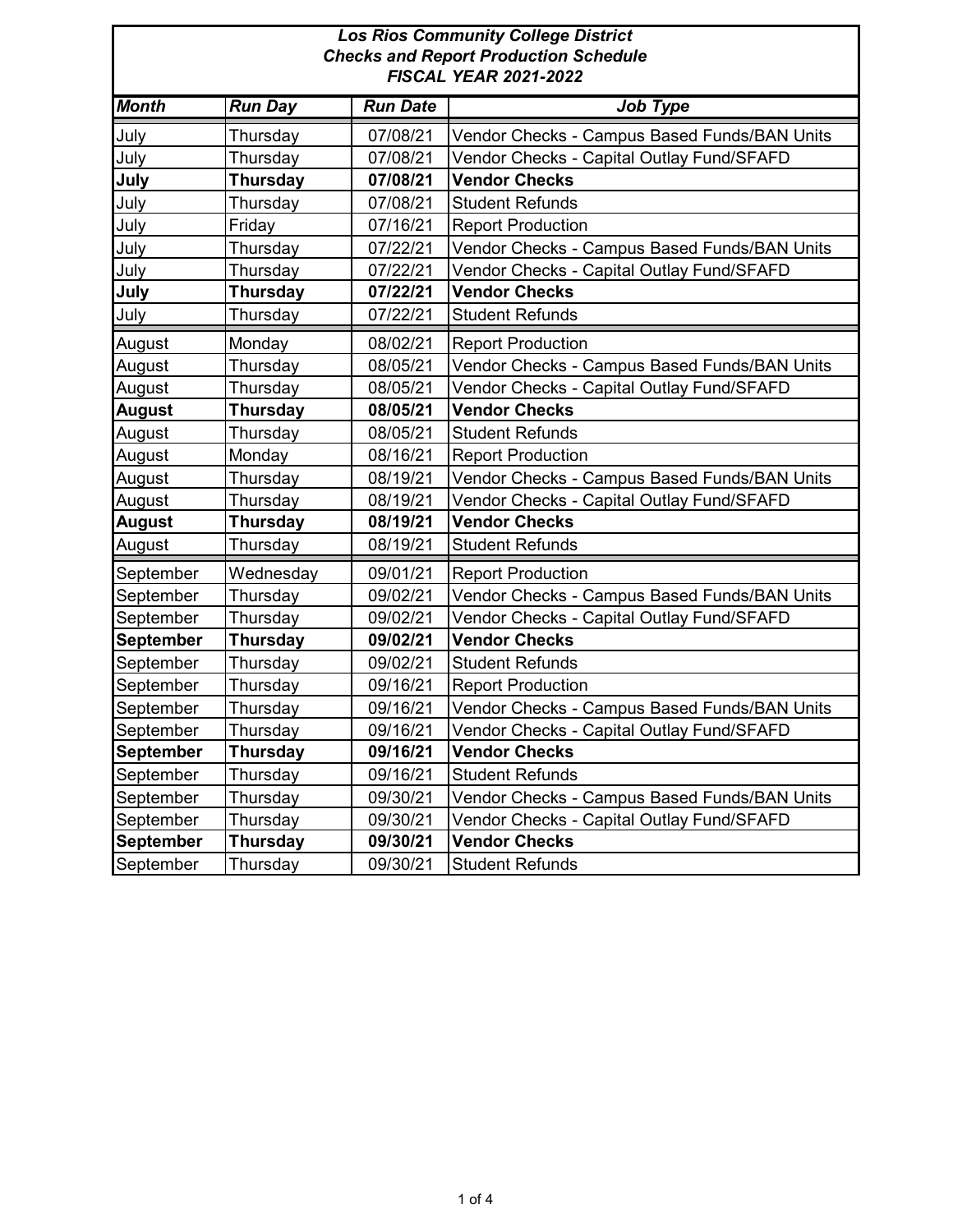***Los Rios Community College District***
***Checks and Report Production Schedule***
***FISCAL YEAR 2021-2022***

| *Month* | *Run Day* | *Run Date* | *Job Type* |
|---|---|---|---|
| July | Thursday | 07/08/21 | Vendor Checks - Campus Based Funds/BAN Units |
| July | Thursday | 07/08/21 | Vendor Checks - Capital Outlay Fund/SFAFD |
| **July** | **Thursday** | **07/08/21** | **Vendor Checks** |
| July | Thursday | 07/08/21 | Student Refunds |
| July | Friday | 07/16/21 | Report Production |
| July | Thursday | 07/22/21 | Vendor Checks - Campus Based Funds/BAN Units |
| July | Thursday | 07/22/21 | Vendor Checks - Capital Outlay Fund/SFAFD |
| **July** | **Thursday** | **07/22/21** | **Vendor Checks** |
| July | Thursday | 07/22/21 | Student Refunds |
| August | Monday | 08/02/21 | Report Production |
| August | Thursday | 08/05/21 | Vendor Checks - Campus Based Funds/BAN Units |
| August | Thursday | 08/05/21 | Vendor Checks - Capital Outlay Fund/SFAFD |
| **August** | **Thursday** | **08/05/21** | **Vendor Checks** |
| August | Thursday | 08/05/21 | Student Refunds |
| August | Monday | 08/16/21 | Report Production |
| August | Thursday | 08/19/21 | Vendor Checks - Campus Based Funds/BAN Units |
| August | Thursday | 08/19/21 | Vendor Checks - Capital Outlay Fund/SFAFD |
| **August** | **Thursday** | **08/19/21** | **Vendor Checks** |
| August | Thursday | 08/19/21 | Student Refunds |
| September | Wednesday | 09/01/21 | Report Production |
| September | Thursday | 09/02/21 | Vendor Checks - Campus Based Funds/BAN Units |
| September | Thursday | 09/02/21 | Vendor Checks - Capital Outlay Fund/SFAFD |
| **September** | **Thursday** | **09/02/21** | **Vendor Checks** |
| September | Thursday | 09/02/21 | Student Refunds |
| September | Thursday | 09/16/21 | Report Production |
| September | Thursday | 09/16/21 | Vendor Checks - Campus Based Funds/BAN Units |
| September | Thursday | 09/16/21 | Vendor Checks - Capital Outlay Fund/SFAFD |
| **September** | **Thursday** | **09/16/21** | **Vendor Checks** |
| September | Thursday | 09/16/21 | Student Refunds |
| September | Thursday | 09/30/21 | Vendor Checks - Campus Based Funds/BAN Units |
| September | Thursday | 09/30/21 | Vendor Checks - Capital Outlay Fund/SFAFD |
| **September** | **Thursday** | **09/30/21** | **Vendor Checks** |
| September | Thursday | 09/30/21 | Student Refunds |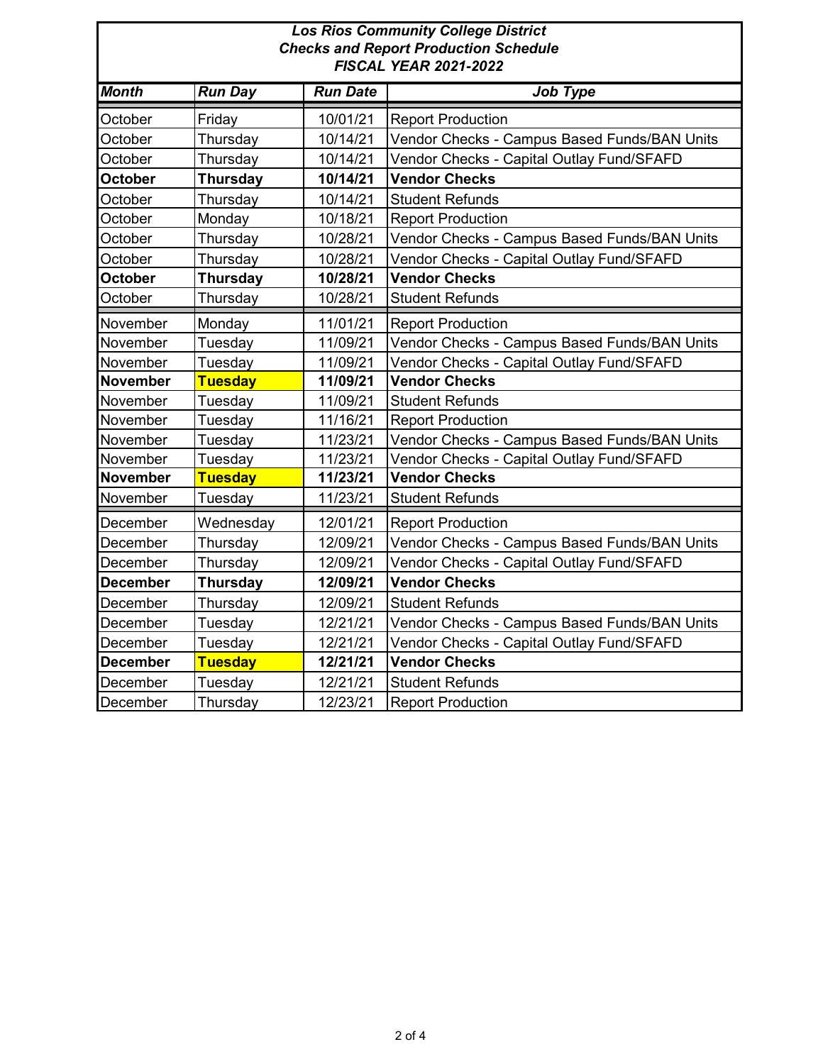***Los Rios Community College District***
***Checks and Report Production Schedule***
***FISCAL YEAR 2021-2022***

| *Month* | *Run Day* | *Run Date* | *Job Type* |
|---|---|---|---|
| October | Friday | 10/01/21 | Report Production |
| October | Thursday | 10/14/21 | Vendor Checks - Campus Based Funds/BAN Units |
| October | Thursday | 10/14/21 | Vendor Checks - Capital Outlay Fund/SFAFD |
| **October** | **Thursday** | **10/14/21** | **Vendor Checks** |
| October | Thursday | 10/14/21 | Student Refunds |
| October | Monday | 10/18/21 | Report Production |
| October | Thursday | 10/28/21 | Vendor Checks - Campus Based Funds/BAN Units |
| October | Thursday | 10/28/21 | Vendor Checks - Capital Outlay Fund/SFAFD |
| **October** | **Thursday** | **10/28/21** | **Vendor Checks** |
| October | Thursday | 10/28/21 | Student Refunds |
| November | Monday | 11/01/21 | Report Production |
| November | Tuesday | 11/09/21 | Vendor Checks - Campus Based Funds/BAN Units |
| November | Tuesday | 11/09/21 | Vendor Checks - Capital Outlay Fund/SFAFD |
| **November** | **Tuesday** | **11/09/21** | **Vendor Checks** |
| November | Tuesday | 11/09/21 | Student Refunds |
| November | Tuesday | 11/16/21 | Report Production |
| November | Tuesday | 11/23/21 | Vendor Checks - Campus Based Funds/BAN Units |
| November | Tuesday | 11/23/21 | Vendor Checks - Capital Outlay Fund/SFAFD |
| **November** | **Tuesday** | **11/23/21** | **Vendor Checks** |
| November | Tuesday | 11/23/21 | Student Refunds |
| December | Wednesday | 12/01/21 | Report Production |
| December | Thursday | 12/09/21 | Vendor Checks - Campus Based Funds/BAN Units |
| December | Thursday | 12/09/21 | Vendor Checks - Capital Outlay Fund/SFAFD |
| **December** | **Thursday** | **12/09/21** | **Vendor Checks** |
| December | Thursday | 12/09/21 | Student Refunds |
| December | Tuesday | 12/21/21 | Vendor Checks - Campus Based Funds/BAN Units |
| December | Tuesday | 12/21/21 | Vendor Checks - Capital Outlay Fund/SFAFD |
| **December** | **Tuesday** | **12/21/21** | **Vendor Checks** |
| December | Tuesday | 12/21/21 | Student Refunds |
| December | Thursday | 12/23/21 | Report Production |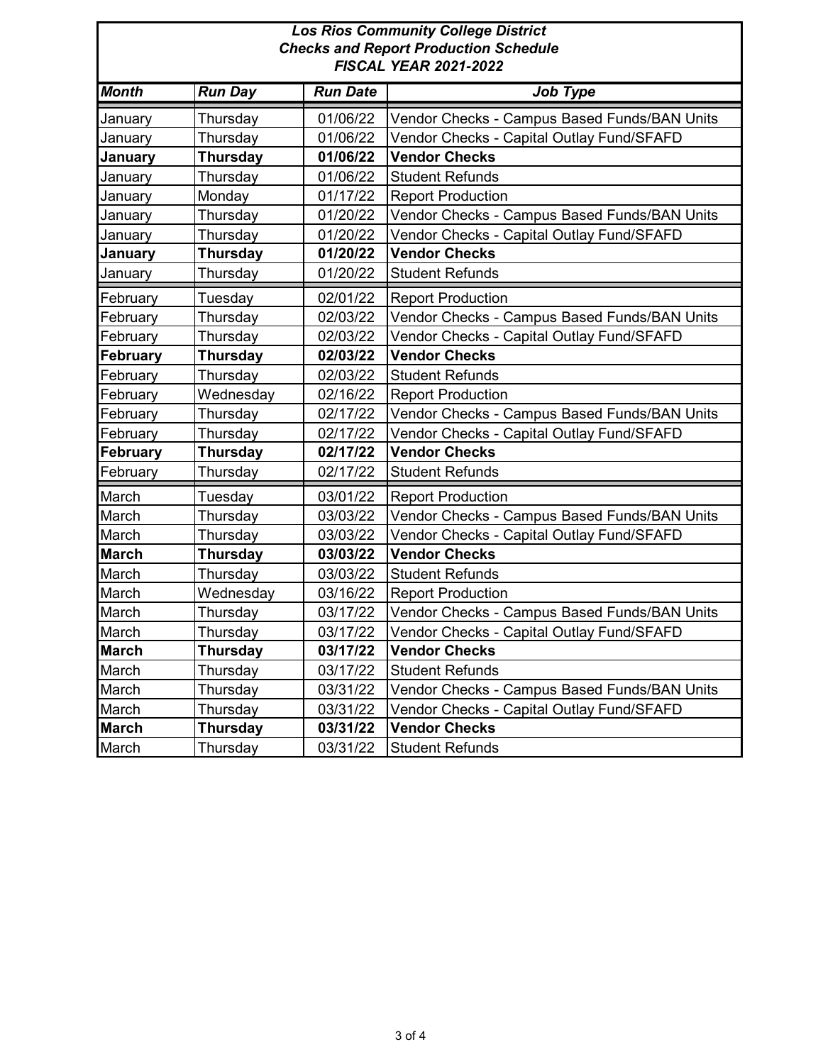***Los Rios Community College District***
***Checks and Report Production Schedule***
***FISCAL YEAR 2021-2022***

| *Month* | *Run Day* | *Run Date* | *Job Type* |
|---|---|---|---|
| January | Thursday | 01/06/22 | Vendor Checks - Campus Based Funds/BAN Units |
| January | Thursday | 01/06/22 | Vendor Checks - Capital Outlay Fund/SFAFD |
| **January** | **Thursday** | **01/06/22** | **Vendor Checks** |
| January | Thursday | 01/06/22 | Student Refunds |
| January | Monday | 01/17/22 | Report Production |
| January | Thursday | 01/20/22 | Vendor Checks - Campus Based Funds/BAN Units |
| January | Thursday | 01/20/22 | Vendor Checks - Capital Outlay Fund/SFAFD |
| **January** | **Thursday** | **01/20/22** | **Vendor Checks** |
| January | Thursday | 01/20/22 | Student Refunds |
| February | Tuesday | 02/01/22 | Report Production |
| February | Thursday | 02/03/22 | Vendor Checks - Campus Based Funds/BAN Units |
| February | Thursday | 02/03/22 | Vendor Checks - Capital Outlay Fund/SFAFD |
| **February** | **Thursday** | **02/03/22** | **Vendor Checks** |
| February | Thursday | 02/03/22 | Student Refunds |
| February | Wednesday | 02/16/22 | Report Production |
| February | Thursday | 02/17/22 | Vendor Checks - Campus Based Funds/BAN Units |
| February | Thursday | 02/17/22 | Vendor Checks - Capital Outlay Fund/SFAFD |
| **February** | **Thursday** | **02/17/22** | **Vendor Checks** |
| February | Thursday | 02/17/22 | Student Refunds |
| March | Tuesday | 03/01/22 | Report Production |
| March | Thursday | 03/03/22 | Vendor Checks - Campus Based Funds/BAN Units |
| March | Thursday | 03/03/22 | Vendor Checks - Capital Outlay Fund/SFAFD |
| **March** | **Thursday** | **03/03/22** | **Vendor Checks** |
| March | Thursday | 03/03/22 | Student Refunds |
| March | Wednesday | 03/16/22 | Report Production |
| March | Thursday | 03/17/22 | Vendor Checks - Campus Based Funds/BAN Units |
| March | Thursday | 03/17/22 | Vendor Checks - Capital Outlay Fund/SFAFD |
| **March** | **Thursday** | **03/17/22** | **Vendor Checks** |
| March | Thursday | 03/17/22 | Student Refunds |
| March | Thursday | 03/31/22 | Vendor Checks - Campus Based Funds/BAN Units |
| March | Thursday | 03/31/22 | Vendor Checks - Capital Outlay Fund/SFAFD |
| **March** | **Thursday** | **03/31/22** | **Vendor Checks** |
| March | Thursday | 03/31/22 | Student Refunds |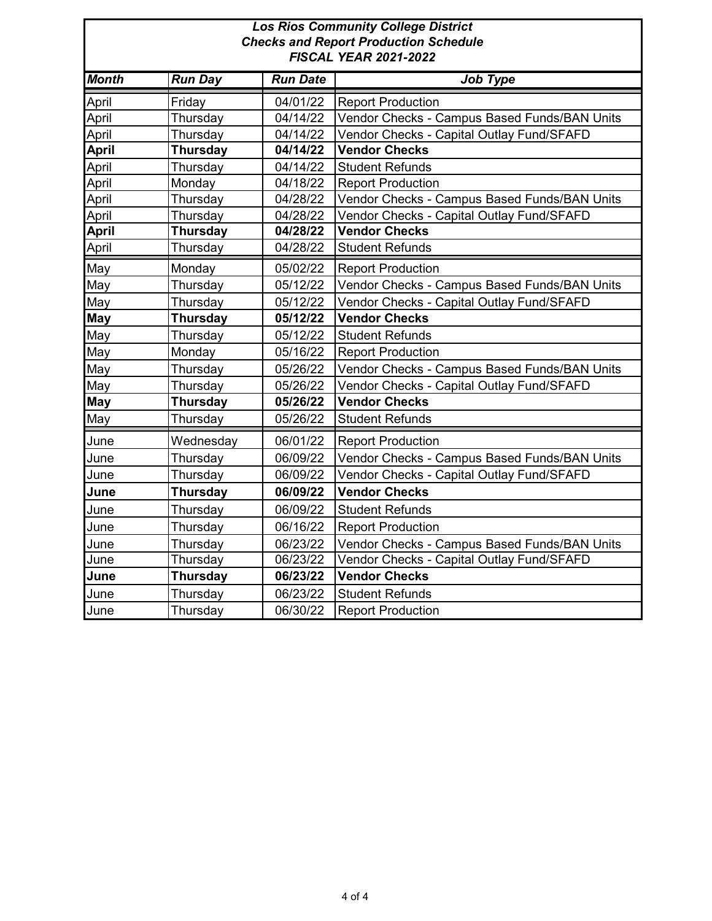# *Los Rios Community College District*
## *Checks and Report Production Schedule*
### *FISCAL YEAR 2021-2022*

| *Month* | *Run Day* | *Run Date* | *Job Type* |
|---|---|---|---|
| April | Friday | 04/01/22 | Report Production |
| April | Thursday | 04/14/22 | Vendor Checks - Campus Based Funds/BAN Units |
| April | Thursday | 04/14/22 | Vendor Checks - Capital Outlay Fund/SFAFD |
| **April** | **Thursday** | **04/14/22** | **Vendor Checks** |
| April | Thursday | 04/14/22 | Student Refunds |
| April | Monday | 04/18/22 | Report Production |
| April | Thursday | 04/28/22 | Vendor Checks - Campus Based Funds/BAN Units |
| April | Thursday | 04/28/22 | Vendor Checks - Capital Outlay Fund/SFAFD |
| **April** | **Thursday** | **04/28/22** | **Vendor Checks** |
| April | Thursday | 04/28/22 | Student Refunds |
| May | Monday | 05/02/22 | Report Production |
| May | Thursday | 05/12/22 | Vendor Checks - Campus Based Funds/BAN Units |
| May | Thursday | 05/12/22 | Vendor Checks - Capital Outlay Fund/SFAFD |
| **May** | **Thursday** | **05/12/22** | **Vendor Checks** |
| May | Thursday | 05/12/22 | Student Refunds |
| May | Monday | 05/16/22 | Report Production |
| May | Thursday | 05/26/22 | Vendor Checks - Campus Based Funds/BAN Units |
| May | Thursday | 05/26/22 | Vendor Checks - Capital Outlay Fund/SFAFD |
| **May** | **Thursday** | **05/26/22** | **Vendor Checks** |
| May | Thursday | 05/26/22 | Student Refunds |
| June | Wednesday | 06/01/22 | Report Production |
| June | Thursday | 06/09/22 | Vendor Checks - Campus Based Funds/BAN Units |
| June | Thursday | 06/09/22 | Vendor Checks - Capital Outlay Fund/SFAFD |
| **June** | **Thursday** | **06/09/22** | **Vendor Checks** |
| June | Thursday | 06/09/22 | Student Refunds |
| June | Thursday | 06/16/22 | Report Production |
| June | Thursday | 06/23/22 | Vendor Checks - Campus Based Funds/BAN Units |
| June | Thursday | 06/23/22 | Vendor Checks - Capital Outlay Fund/SFAFD |
| **June** | **Thursday** | **06/23/22** | **Vendor Checks** |
| June | Thursday | 06/23/22 | Student Refunds |
| June | Thursday | 06/30/22 | Report Production |